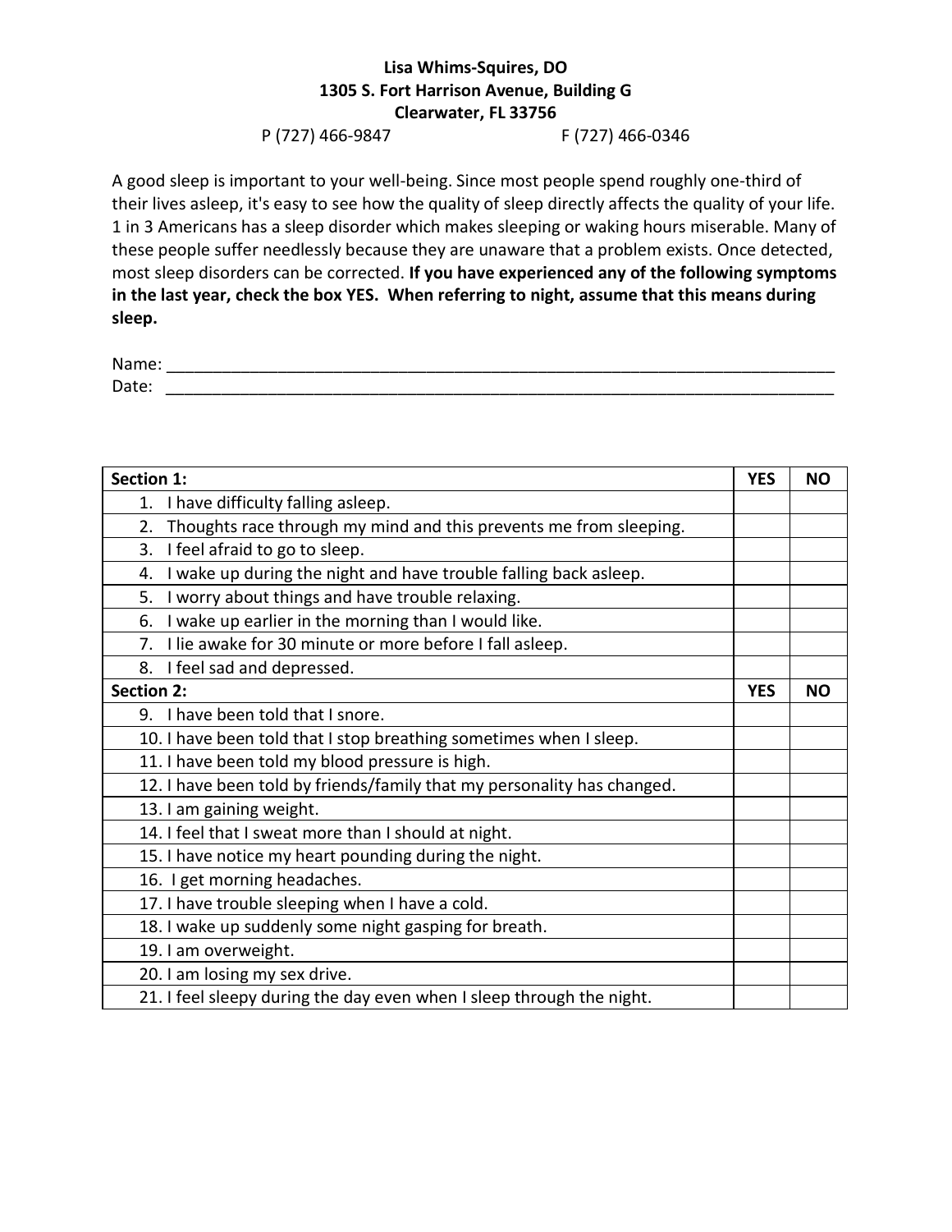**Lisa Whims-Squires, DO**
**1305 S. Fort Harrison Avenue, Building G**
**Clearwater, FL 33756**
P (727) 466-9847 F (727) 466-0346

A good sleep is important to your well-being. Since most people spend roughly one-third of their lives asleep, it's easy to see how the quality of sleep directly affects the quality of your life. 1 in 3 Americans has a sleep disorder which makes sleeping or waking hours miserable. Many of these people suffer needlessly because they are unaware that a problem exists. Once detected, most sleep disorders can be corrected. **If you have experienced any of the following symptoms in the last year, check the box YES. When referring to night, assume that this means during sleep.**

Name: ______________________________________________________________________________
Date: ______________________________________________________________________________

| **Section 1:** | **YES** | **NO** |
|---|---|---|
| 1. I have difficulty falling asleep. | | |
| 2. Thoughts race through my mind and this prevents me from sleeping. | | |
| 3. I feel afraid to go to sleep. | | |
| 4. I wake up during the night and have trouble falling back asleep. | | |
| 5. I worry about things and have trouble relaxing. | | |
| 6. I wake up earlier in the morning than I would like. | | |
| 7. I lie awake for 30 minute or more before I fall asleep. | | |
| 8. I feel sad and depressed. | | |
| **Section 2:** | **YES** | **NO** |
| 9. I have been told that I snore. | | |
| 10. I have been told that I stop breathing sometimes when I sleep. | | |
| 11. I have been told my blood pressure is high. | | |
| 12. I have been told by friends/family that my personality has changed. | | |
| 13. I am gaining weight. | | |
| 14. I feel that I sweat more than I should at night. | | |
| 15. I have notice my heart pounding during the night. | | |
| 16. I get morning headaches. | | |
| 17. I have trouble sleeping when I have a cold. | | |
| 18. I wake up suddenly some night gasping for breath. | | |
| 19. I am overweight. | | |
| 20. I am losing my sex drive. | | |
| 21. I feel sleepy during the day even when I sleep through the night. | | |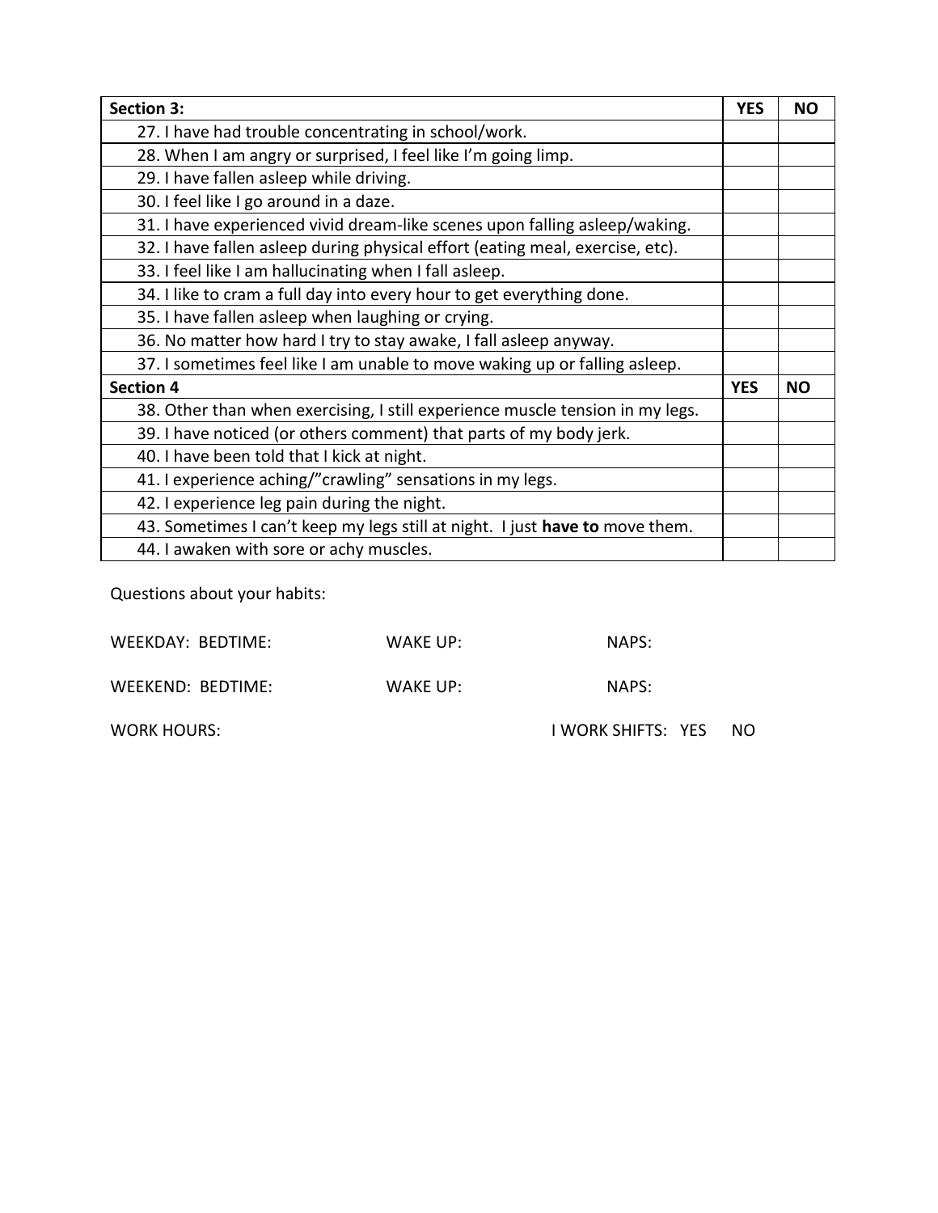| Section 3: | YES | NO |
|---|---|---|
| 27. I have had trouble concentrating in school/work. | | |
| 28. When I am angry or surprised, I feel like I'm going limp. | | |
| 29. I have fallen asleep while driving. | | |
| 30. I feel like I go around in a daze. | | |
| 31. I have experienced vivid dream-like scenes upon falling asleep/waking. | | |
| 32. I have fallen asleep during physical effort (eating meal, exercise, etc). | | |
| 33. I feel like I am hallucinating when I fall asleep. | | |
| 34. I like to cram a full day into every hour to get everything done. | | |
| 35. I have fallen asleep when laughing or crying. | | |
| 36. No matter how hard I try to stay awake, I fall asleep anyway. | | |
| 37. I sometimes feel like I am unable to move waking up or falling asleep. | | |
| **Section 4** | **YES** | **NO** |
| 38. Other than when exercising, I still experience muscle tension in my legs. | | |
| 39. I have noticed (or others comment) that parts of my body jerk. | | |
| 40. I have been told that I kick at night. | | |
| 41. I experience aching/"crawling" sensations in my legs. | | |
| 42. I experience leg pain during the night. | | |
| 43. Sometimes I can't keep my legs still at night. I just **have to** move them. | | |
| 44. I awaken with sore or achy muscles. | | |

Questions about your habits:

WEEKDAY: BEDTIME: WAKE UP: NAPS:

WEEKEND: BEDTIME: WAKE UP: NAPS:

WORK HOURS: I WORK SHIFTS: YES NO